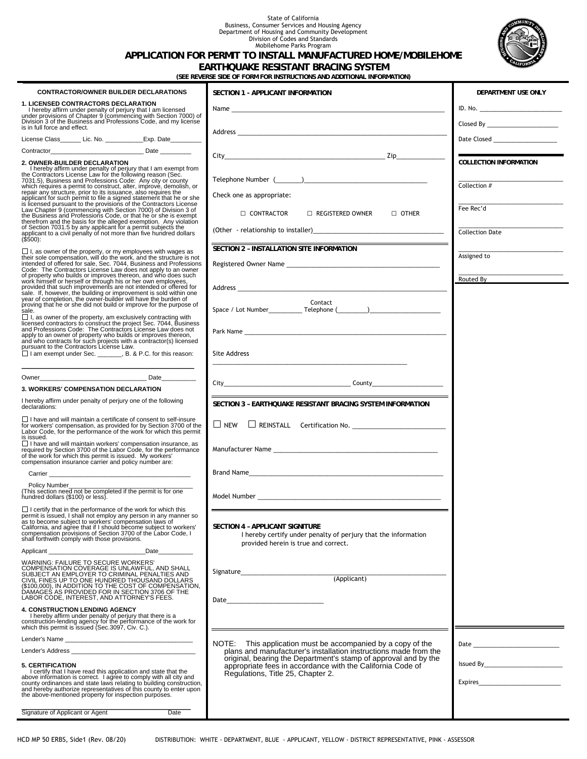State of California
Business, Consumer Services and Housing Agency
Department of Housing and Community Development
Division of Codes and Standards
Mobilehome Parks Program

# APPLICATION FOR PERMIT TO INSTALL MANUFACTURED HOME/MOBILEHOME EARTHQUAKE RESISTANT BRACING SYSTEM

**(SEE REVERSE SIDE OF FORM FOR INSTRUCTIONS AND ADDITIONAL INFORMATION)**

## CONTRACTOR/OWNER BUILDER DECLARATIONS

**1. LICENSED CONTRACTORS DECLARATION**

I hereby affirm under penalty of perjury that I am licensed under provisions of Chapter 9 (commencing with Section 7000) of Division 3 of the Business and Professions Code, and my license is in full force and effect.

License Class______ Lic. No. ___________Exp. Date_________

Contractor___________________________ Date _________

**2. OWNER-BUILDER DECLARATION**

I hereby affirm under penalty of perjury that I am exempt from the Contractors License Law for the following reason (Sec. 7031.5), Business and Professions Code: Any city or county which requires a permit to construct, alter, improve, demolish, or repair any structure, prior to its issuance, also requires the applicant for such permit to file a signed statement that he or she is licensed pursuant to the provisions of the Contractors License Law Chapter 9 (commencing with Section 7000) of Division 3 of the Business and Professions Code, or that he or she is exempt therefrom and the basis for the alleged exemption. Any violation of Section 7031.5 by any applicant for a permit subjects the applicant to a civil penalty of not more than five hundred dollars ($500):

☐ I, as owner of the property, or my employees with wages as their sole compensation, will do the work, and the structure is not intended of offered for sale, Sec. 7044, Business and Professions Code: The Contractors License Law does not apply to an owner of property who builds or improves thereon, and who does such work himself or herself or through his or her own employees, provided that such improvements are not intended or offered for sale. If, however, the building or improvement is sold within one year of completion, the owner-builder will have the burden of proving that he or she did not build or improve for the purpose of sale.

☐ I, as owner of the property, am exclusively contracting with licensed contractors to construct the project Sec. 7044, Business and Professions Code: The Contractors License Law does not apply to an owner of property who builds or improves thereon, and who contracts for such projects with a contractor(s) licensed pursuant to the Contractors License Law.

☐ I am exempt under Sec. _______, B. & P.C. for this reason:

___________________________________________

Owner________________________________ Date__________

**3. WORKERS' COMPENSATION DECLARATION**

I hereby affirm under penalty of perjury one of the following declarations:

☐ I have and will maintain a certificate of consent to self-insure for workers' compensation, as provided for by Section 3700 of the Labor Code, for the performance of the work for which this permit is issued.

☐ I have and will maintain workers' compensation insurance, as required by Section 3700 of the Labor Code, for the performance of the work for which this permit is issued. My workers' compensation insurance carrier and policy number are:

Carrier ___________________________________________

Policy Number______________________________________

(This section need not be completed if the permit is for one hundred dollars ($100) or less).

☐ I certify that in the performance of the work for which this permit is issued, I shall not employ any person in any manner so as to become subject to workers' compensation laws of California, and agree that if I should become subject to workers' compensation provisions of Section 3700 of the Labor Code, I shall forthwith comply with those provisions.

Applicant ____________________________Date__________

WARNING: FAILURE TO SECURE WORKERS' COMPENSATION COVERAGE IS UNLAWFUL, AND SHALL SUBJECT AN EMPLOYER TO CRIMINAL PENALTIES AND CIVIL FINES UP TO ONE HUNDRED THOUSAND DOLLARS ($100,000), IN ADDITION TO THE COST OF COMPENSATION, DAMAGES AS PROVIDED FOR IN SECTION 3706 OF THE LABOR CODE, INTEREST, AND ATTORNEY'S FEES.

**4. CONSTRUCTION LENDING AGENCY**

I hereby affirm under penalty of perjury that there is a construction-lending agency for the performance of the work for which this permit is issued (Sec.3097, Civ. C.).

Lender's Name ____________________________________

Lender's Address __________________________________

**5. CERTIFICATION**

I certify that I have read this application and state that the above information is correct. I agree to comply with all city and county ordinances and state laws relating to building construction, and hereby authorize representatives of this county to enter upon the above-mentioned property for inspection purposes.

___________________________________________

Signature of Applicant or Agent Date

## SECTION 1 - APPLICANT INFORMATION

Name ___________________________________________________________

Address _________________________________________________________

City____________________________________________ Zip_____________

Telephone Number (_______)_________________________________

Check one as appropriate:

☐ CONTRACTOR ☐ REGISTERED OWNER ☐ OTHER

(Other - relationship to installer)____________________________________

## SECTION 2 – INSTALLATION SITE INFORMATION

Registered Owner Name __________________________________________

Address _________________________________________________________

Space / Lot Number__________ Contact Telephone (_________)_____________________

Park Name _______________________________________________________

Site Address

_______________________________________________________

City____________________________________ County____________________

## SECTION 3 – EARTHQUAKE RESISTANT BRACING SYSTEM INFORMATION

☐ NEW ☐ REINSTALL Certification No. _________________________

Manufacturer Name _______________________________________________

Brand Name______________________________________________________

Model Number ____________________________________________________

## SECTION 4 – APPLICANT SIGNITURE

I hereby certify under penalty of perjury that the information provided herein is true and correct.

Signature_________________________________________________
(Applicant)

Date___________________________

NOTE: This application must be accompanied by a copy of the plans and manufacturer's installation instructions made from the original, bearing the Department's stamp of approval and by the appropriate fees in accordance with the California Code of Regulations, Title 25, Chapter 2.

## DEPARTMENT USE ONLY

ID. No. ________________________

Closed By _____________________

Date Closed ___________________

**COLLECTION INFORMATION**

Collection #

Fee Rec'd

Collection Date

Assigned to

Routed By

Date _________________________

Issued By_______________________

Expires________________________

HCD MP 50 ERBS, Side1 (Rev. 08/20) DISTRIBUTION: WHITE - DEPARTMENT, BLUE - APPLICANT, YELLOW – DISTRICT REPRESENTATIVE, PINK - ASSESSOR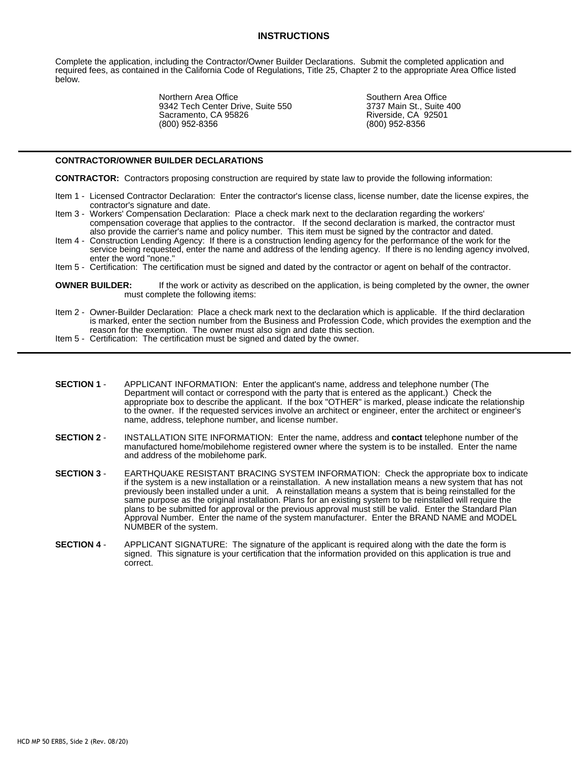## INSTRUCTIONS

Complete the application, including the Contractor/Owner Builder Declarations. Submit the completed application and required fees, as contained in the California Code of Regulations, Title 25, Chapter 2 to the appropriate Area Office listed below.

Northern Area Office
9342 Tech Center Drive, Suite 550
Sacramento, CA 95826
(800) 952-8356

Southern Area Office
3737 Main St., Suite 400
Riverside, CA 92501
(800) 952-8356

---

### CONTRACTOR/OWNER BUILDER DECLARATIONS

**CONTRACTOR:** Contractors proposing construction are required by state law to provide the following information:

- Item 1 - Licensed Contractor Declaration: Enter the contractor's license class, license number, date the license expires, the contractor's signature and date.
- Item 3 - Workers' Compensation Declaration: Place a check mark next to the declaration regarding the workers' compensation coverage that applies to the contractor. If the second declaration is marked, the contractor must also provide the carrier's name and policy number. This item must be signed by the contractor and dated.
- Item 4 - Construction Lending Agency: If there is a construction lending agency for the performance of the work for the service being requested, enter the name and address of the lending agency. If there is no lending agency involved, enter the word "none."
- Item 5 - Certification: The certification must be signed and dated by the contractor or agent on behalf of the contractor.

**OWNER BUILDER:** If the work or activity as described on the application, is being completed by the owner, the owner must complete the following items:

- Item 2 - Owner-Builder Declaration: Place a check mark next to the declaration which is applicable. If the third declaration is marked, enter the section number from the Business and Profession Code, which provides the exemption and the reason for the exemption. The owner must also sign and date this section.
- Item 5 - Certification: The certification must be signed and dated by the owner.

---

**SECTION 1** - APPLICANT INFORMATION: Enter the applicant's name, address and telephone number (The Department will contact or correspond with the party that is entered as the applicant.) Check the appropriate box to describe the applicant. If the box "OTHER" is marked, please indicate the relationship to the owner. If the requested services involve an architect or engineer, enter the architect or engineer's name, address, telephone number, and license number.

**SECTION 2** - INSTALLATION SITE INFORMATION: Enter the name, address and **contact** telephone number of the manufactured home/mobilehome registered owner where the system is to be installed. Enter the name and address of the mobilehome park.

**SECTION 3** - EARTHQUAKE RESISTANT BRACING SYSTEM INFORMATION: Check the appropriate box to indicate if the system is a new installation or a reinstallation. A new installation means a new system that has not previously been installed under a unit. A reinstallation means a system that is being reinstalled for the same purpose as the original installation. Plans for an existing system to be reinstalled will require the plans to be submitted for approval or the previous approval must still be valid. Enter the Standard Plan Approval Number. Enter the name of the system manufacturer. Enter the BRAND NAME and MODEL NUMBER of the system.

**SECTION 4** - APPLICANT SIGNATURE: The signature of the applicant is required along with the date the form is signed. This signature is your certification that the information provided on this application is true and correct.

HCD MP 50 ERBS, Side 2 (Rev. 08/20)